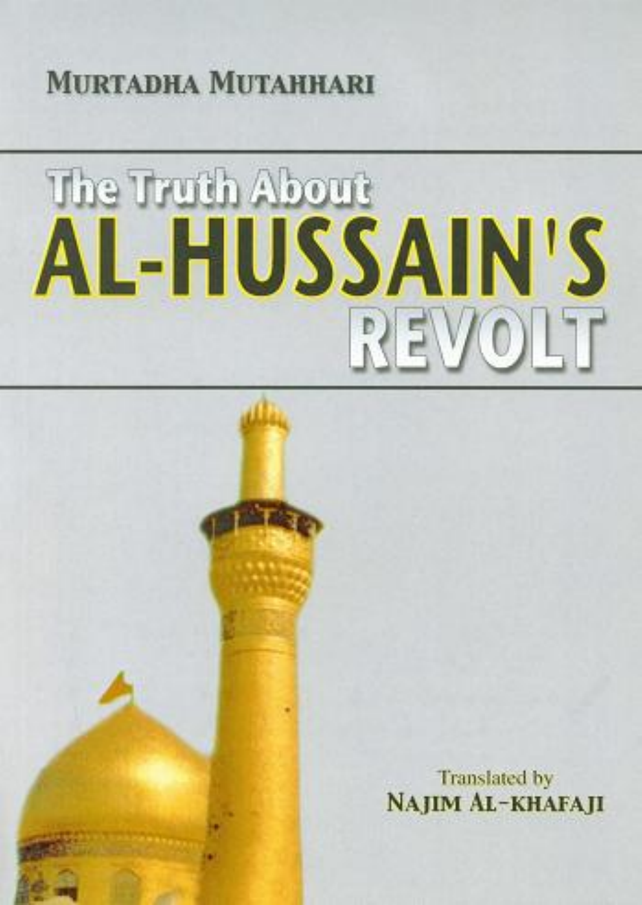**Murtadha Mutahhari**

# The Truth About AL-HUSSAIN'S REVOLT

Translated by

**Najim Al-khafaji**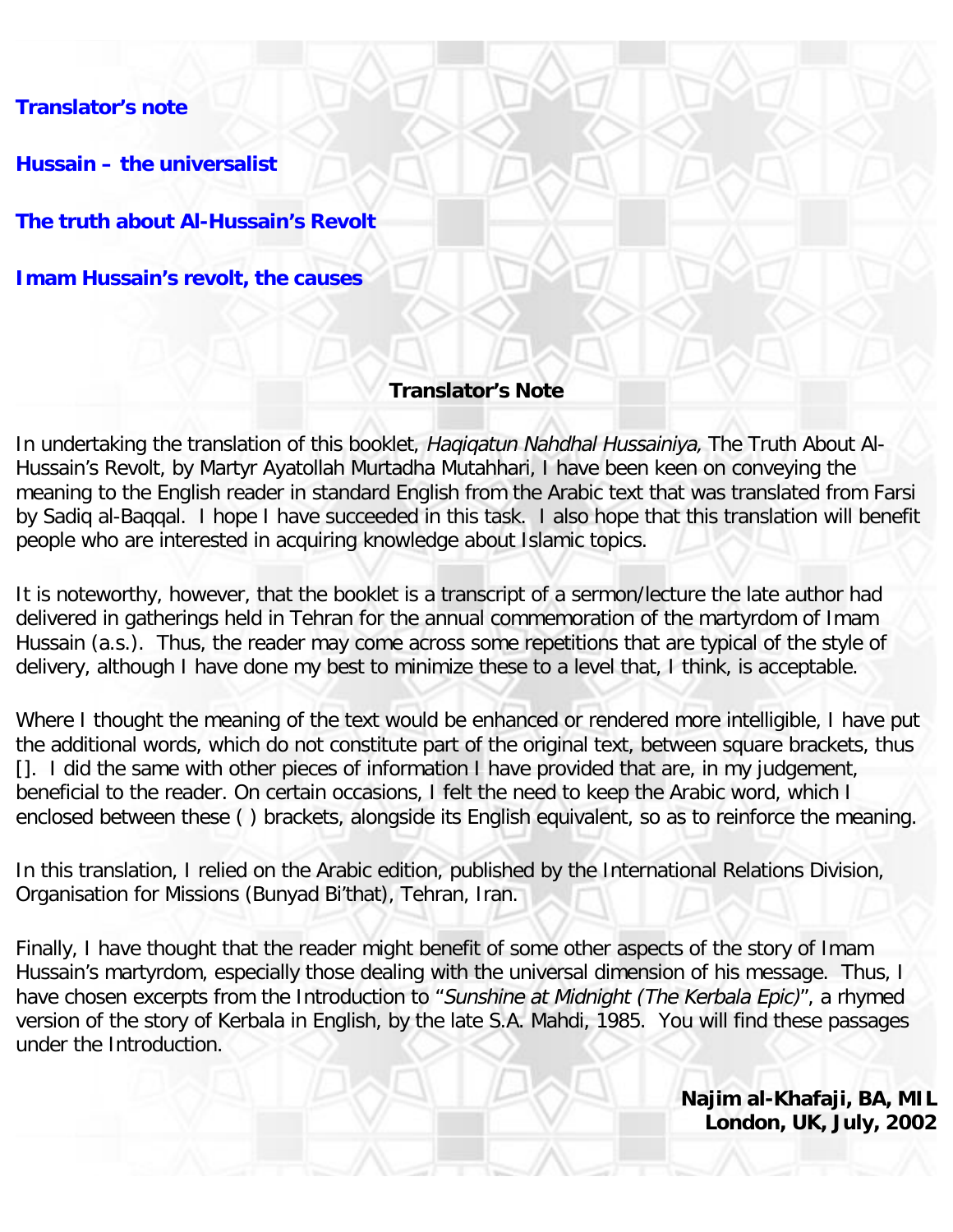**Translator's note**

**Hussain – the universalist**

**The truth about Al-Hussain's Revolt**

**Imam Hussain's revolt, the causes**

## Translator's Note

In undertaking the translation of this booklet, *Haqiqatun Nahdhal Hussainiya,* The Truth About Al-Hussain's Revolt, by Martyr Ayatollah Murtadha Mutahhari, I have been keen on conveying the meaning to the English reader in standard English from the Arabic text that was translated from Farsi by Sadiq al-Baqqal. I hope I have succeeded in this task. I also hope that this translation will benefit people who are interested in acquiring knowledge about Islamic topics.

It is noteworthy, however, that the booklet is a transcript of a sermon/lecture the late author had delivered in gatherings held in Tehran for the annual commemoration of the martyrdom of Imam Hussain (a.s.). Thus, the reader may come across some repetitions that are typical of the style of delivery, although I have done my best to minimize these to a level that, I think, is acceptable.

Where I thought the meaning of the text would be enhanced or rendered more intelligible, I have put the additional words, which do not constitute part of the original text, between square brackets, thus []. I did the same with other pieces of information I have provided that are, in my judgement, beneficial to the reader. On certain occasions, I felt the need to keep the Arabic word, which I enclosed between these ( ) brackets, alongside its English equivalent, so as to reinforce the meaning.

In this translation, I relied on the Arabic edition, published by the International Relations Division, Organisation for Missions (Bunyad Bi'that), Tehran, Iran.

Finally, I have thought that the reader might benefit of some other aspects of the story of Imam Hussain's martyrdom, especially those dealing with the universal dimension of his message. Thus, I have chosen excerpts from the Introduction to "*Sunshine at Midnight (The Kerbala Epic)*", a rhymed version of the story of Kerbala in English, by the late S.A. Mahdi, 1985. You will find these passages under the Introduction.

**Najim al-Khafaji, BA, MIL**
**London, UK, July, 2002**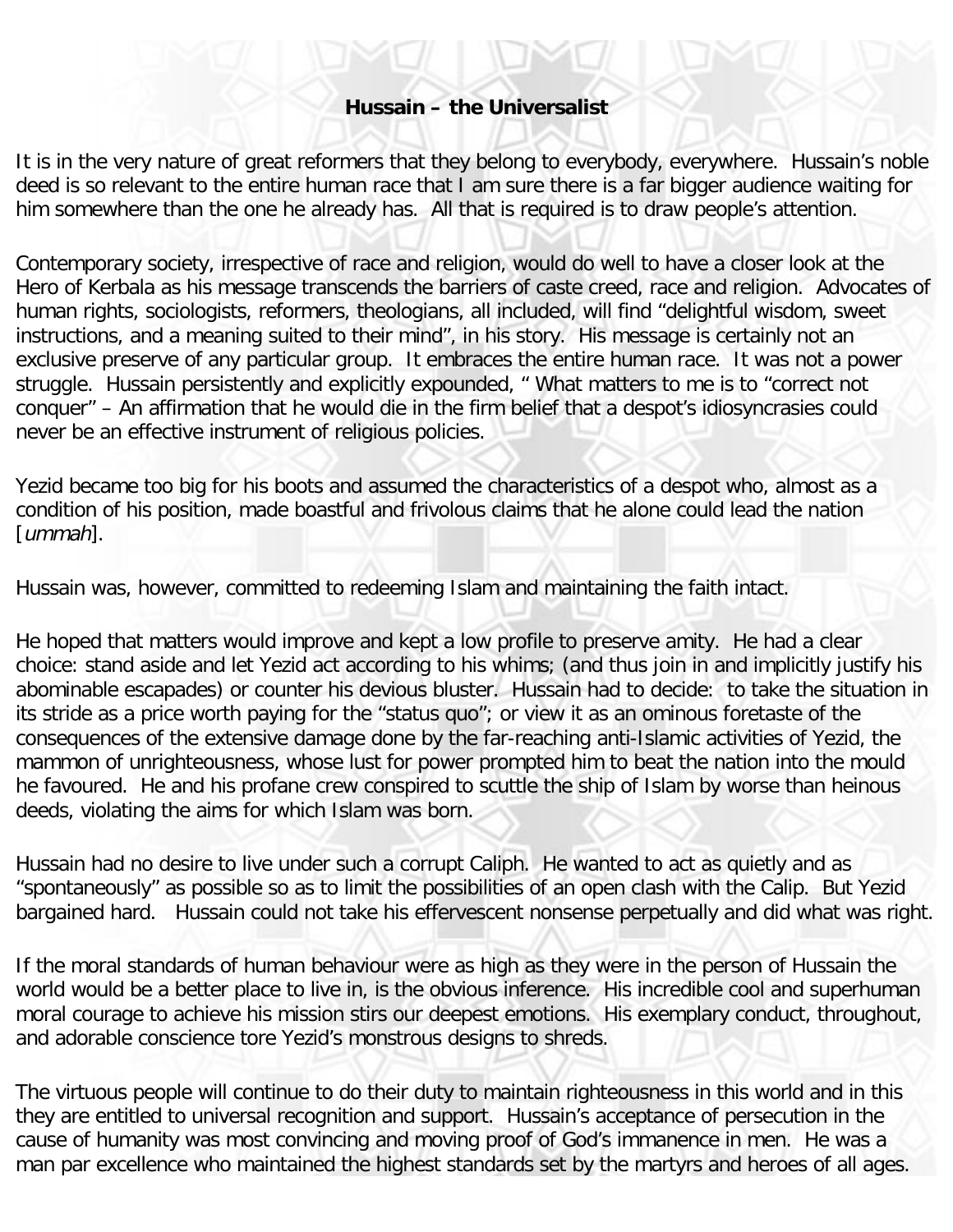**Hussain – the Universalist**

It is in the very nature of great reformers that they belong to everybody, everywhere. Hussain's noble deed is so relevant to the entire human race that I am sure there is a far bigger audience waiting for him somewhere than the one he already has. All that is required is to draw people's attention.

Contemporary society, irrespective of race and religion, would do well to have a closer look at the Hero of Kerbala as his message transcends the barriers of caste creed, race and religion. Advocates of human rights, sociologists, reformers, theologians, all included, will find "delightful wisdom, sweet instructions, and a meaning suited to their mind", in his story. His message is certainly not an exclusive preserve of any particular group. It embraces the entire human race. It was not a power struggle. Hussain persistently and explicitly expounded, " What matters to me is to "correct not conquer" – An affirmation that he would die in the firm belief that a despot's idiosyncrasies could never be an effective instrument of religious policies.

Yezid became too big for his boots and assumed the characteristics of a despot who, almost as a condition of his position, made boastful and frivolous claims that he alone could lead the nation [*ummah*].

Hussain was, however, committed to redeeming Islam and maintaining the faith intact.

He hoped that matters would improve and kept a low profile to preserve amity. He had a clear choice: stand aside and let Yezid act according to his whims; (and thus join in and implicitly justify his abominable escapades) or counter his devious bluster. Hussain had to decide: to take the situation in its stride as a price worth paying for the "status quo"; or view it as an ominous foretaste of the consequences of the extensive damage done by the far-reaching anti-Islamic activities of Yezid, the mammon of unrighteousness, whose lust for power prompted him to beat the nation into the mould he favoured. He and his profane crew conspired to scuttle the ship of Islam by worse than heinous deeds, violating the aims for which Islam was born.

Hussain had no desire to live under such a corrupt Caliph. He wanted to act as quietly and as "spontaneously" as possible so as to limit the possibilities of an open clash with the Calip. But Yezid bargained hard. Hussain could not take his effervescent nonsense perpetually and did what was right.

If the moral standards of human behaviour were as high as they were in the person of Hussain the world would be a better place to live in, is the obvious inference. His incredible cool and superhuman moral courage to achieve his mission stirs our deepest emotions. His exemplary conduct, throughout, and adorable conscience tore Yezid's monstrous designs to shreds.

The virtuous people will continue to do their duty to maintain righteousness in this world and in this they are entitled to universal recognition and support. Hussain's acceptance of persecution in the cause of humanity was most convincing and moving proof of God's immanence in men. He was a man par excellence who maintained the highest standards set by the martyrs and heroes of all ages.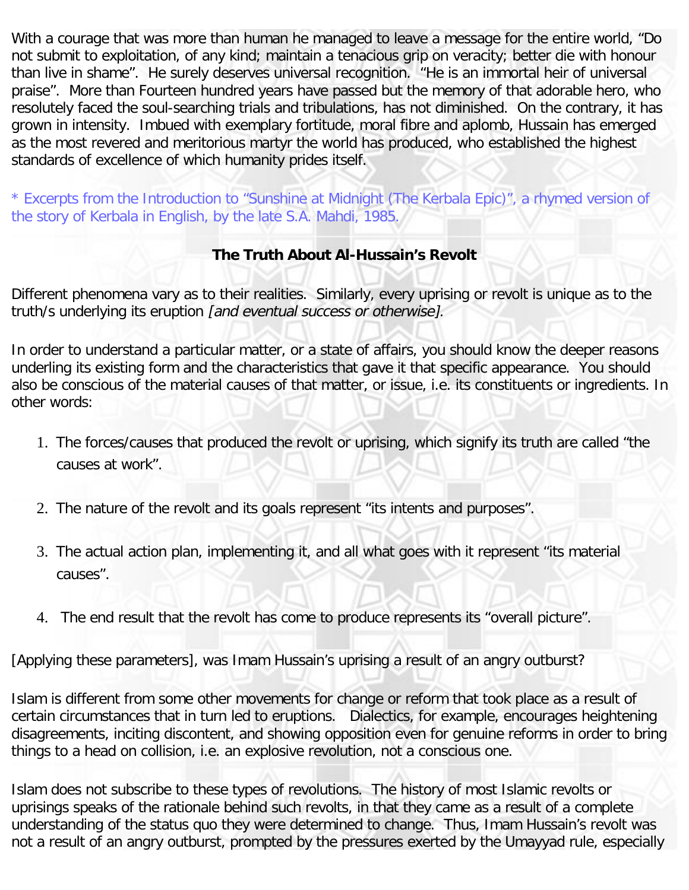With a courage that was more than human he managed to leave a message for the entire world, "Do not submit to exploitation, of any kind; maintain a tenacious grip on veracity; better die with honour than live in shame". He surely deserves universal recognition. "He is an immortal heir of universal praise". More than Fourteen hundred years have passed but the memory of that adorable hero, who resolutely faced the soul-searching trials and tribulations, has not diminished. On the contrary, it has grown in intensity. Imbued with exemplary fortitude, moral fibre and aplomb, Hussain has emerged as the most revered and meritorious martyr the world has produced, who established the highest standards of excellence of which humanity prides itself.

* Excerpts from the Introduction to "Sunshine at Midnight (The Kerbala Epic)", a rhymed version of the story of Kerbala in English, by the late S.A. Mahdi, 1985.

## The Truth About Al-Hussain's Revolt

Different phenomena vary as to their realities. Similarly, every uprising or revolt is unique as to the truth/s underlying its eruption *[and eventual success or otherwise].*

In order to understand a particular matter, or a state of affairs, you should know the deeper reasons underling its existing form and the characteristics that gave it that specific appearance. You should also be conscious of the material causes of that matter, or issue, i.e. its constituents or ingredients. In other words:

1. The forces/causes that produced the revolt or uprising, which signify its truth are called "the causes at work".
2. The nature of the revolt and its goals represent "its intents and purposes".
3. The actual action plan, implementing it, and all what goes with it represent "its material causes".
4. The end result that the revolt has come to produce represents its "overall picture".

[Applying these parameters], was Imam Hussain's uprising a result of an angry outburst?

Islam is different from some other movements for change or reform that took place as a result of certain circumstances that in turn led to eruptions. Dialectics, for example, encourages heightening disagreements, inciting discontent, and showing opposition even for genuine reforms in order to bring things to a head on collision, i.e. an explosive revolution, not a conscious one.

Islam does not subscribe to these types of revolutions. The history of most Islamic revolts or uprisings speaks of the rationale behind such revolts, in that they came as a result of a complete understanding of the status quo they were determined to change. Thus, Imam Hussain's revolt was not a result of an angry outburst, prompted by the pressures exerted by the Umayyad rule, especially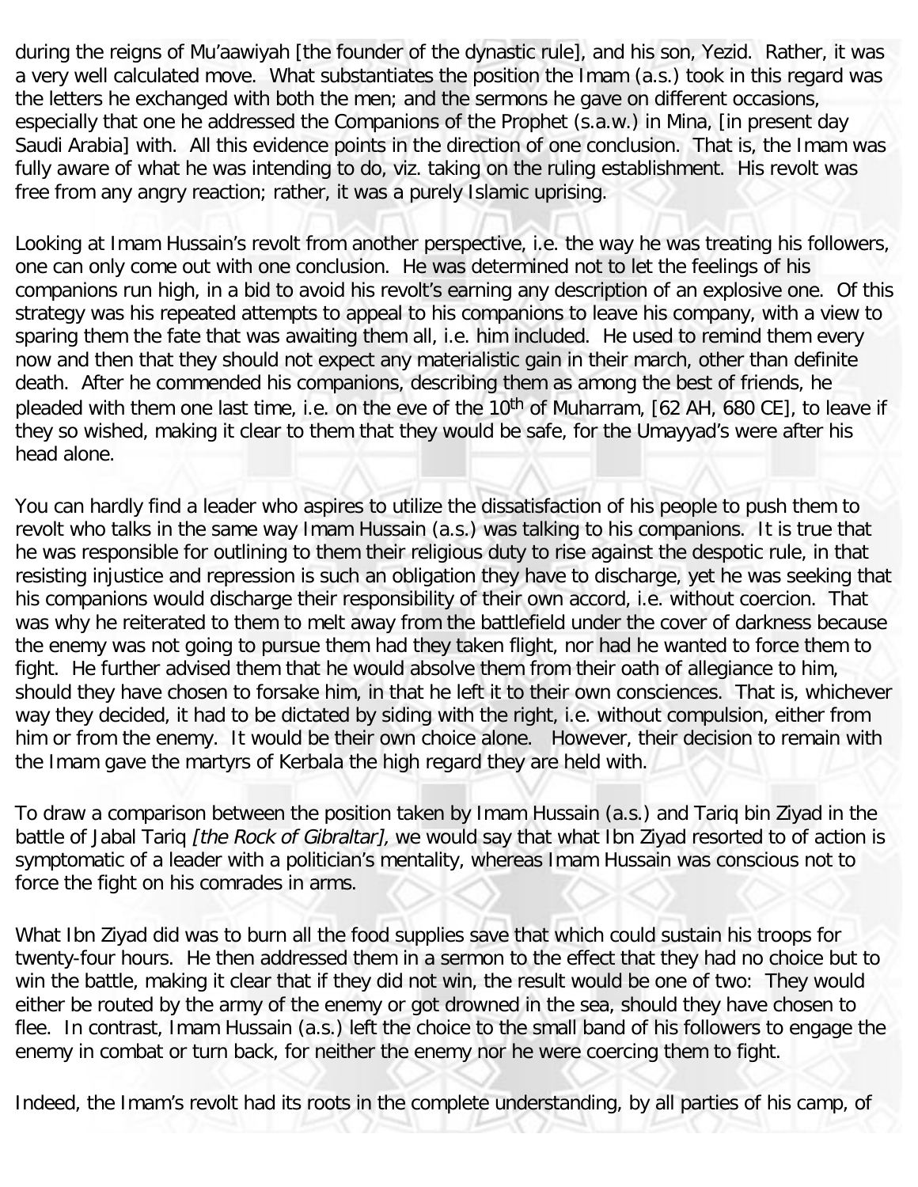during the reigns of Mu'aawiyah [the founder of the dynastic rule], and his son, Yezid. Rather, it was a very well calculated move. What substantiates the position the Imam (a.s.) took in this regard was the letters he exchanged with both the men; and the sermons he gave on different occasions, especially that one he addressed the Companions of the Prophet (s.a.w.) in Mina, [in present day Saudi Arabia] with. All this evidence points in the direction of one conclusion. That is, the Imam was fully aware of what he was intending to do, viz. taking on the ruling establishment. His revolt was free from any angry reaction; rather, it was a purely Islamic uprising.

Looking at Imam Hussain's revolt from another perspective, i.e. the way he was treating his followers, one can only come out with one conclusion. He was determined not to let the feelings of his companions run high, in a bid to avoid his revolt's earning any description of an explosive one. Of this strategy was his repeated attempts to appeal to his companions to leave his company, with a view to sparing them the fate that was awaiting them all, i.e. him included. He used to remind them every now and then that they should not expect any materialistic gain in their march, other than definite death. After he commended his companions, describing them as among the best of friends, he pleaded with them one last time, i.e. on the eve of the 10th of Muharram, [62 AH, 680 CE], to leave if they so wished, making it clear to them that they would be safe, for the Umayyad's were after his head alone.

You can hardly find a leader who aspires to utilize the dissatisfaction of his people to push them to revolt who talks in the same way Imam Hussain (a.s.) was talking to his companions. It is true that he was responsible for outlining to them their religious duty to rise against the despotic rule, in that resisting injustice and repression is such an obligation they have to discharge, yet he was seeking that his companions would discharge their responsibility of their own accord, i.e. without coercion. That was why he reiterated to them to melt away from the battlefield under the cover of darkness because the enemy was not going to pursue them had they taken flight, nor had he wanted to force them to fight. He further advised them that he would absolve them from their oath of allegiance to him, should they have chosen to forsake him, in that he left it to their own consciences. That is, whichever way they decided, it had to be dictated by siding with the right, i.e. without compulsion, either from him or from the enemy. It would be their own choice alone. However, their decision to remain with the Imam gave the martyrs of Kerbala the high regard they are held with.

To draw a comparison between the position taken by Imam Hussain (a.s.) and Tariq bin Ziyad in the battle of Jabal Tariq *[the Rock of Gibraltar]*, we would say that what Ibn Ziyad resorted to of action is symptomatic of a leader with a politician's mentality, whereas Imam Hussain was conscious not to force the fight on his comrades in arms.

What Ibn Ziyad did was to burn all the food supplies save that which could sustain his troops for twenty-four hours. He then addressed them in a sermon to the effect that they had no choice but to win the battle, making it clear that if they did not win, the result would be one of two: They would either be routed by the army of the enemy or got drowned in the sea, should they have chosen to flee. In contrast, Imam Hussain (a.s.) left the choice to the small band of his followers to engage the enemy in combat or turn back, for neither the enemy nor he were coercing them to fight.

Indeed, the Imam's revolt had its roots in the complete understanding, by all parties of his camp, of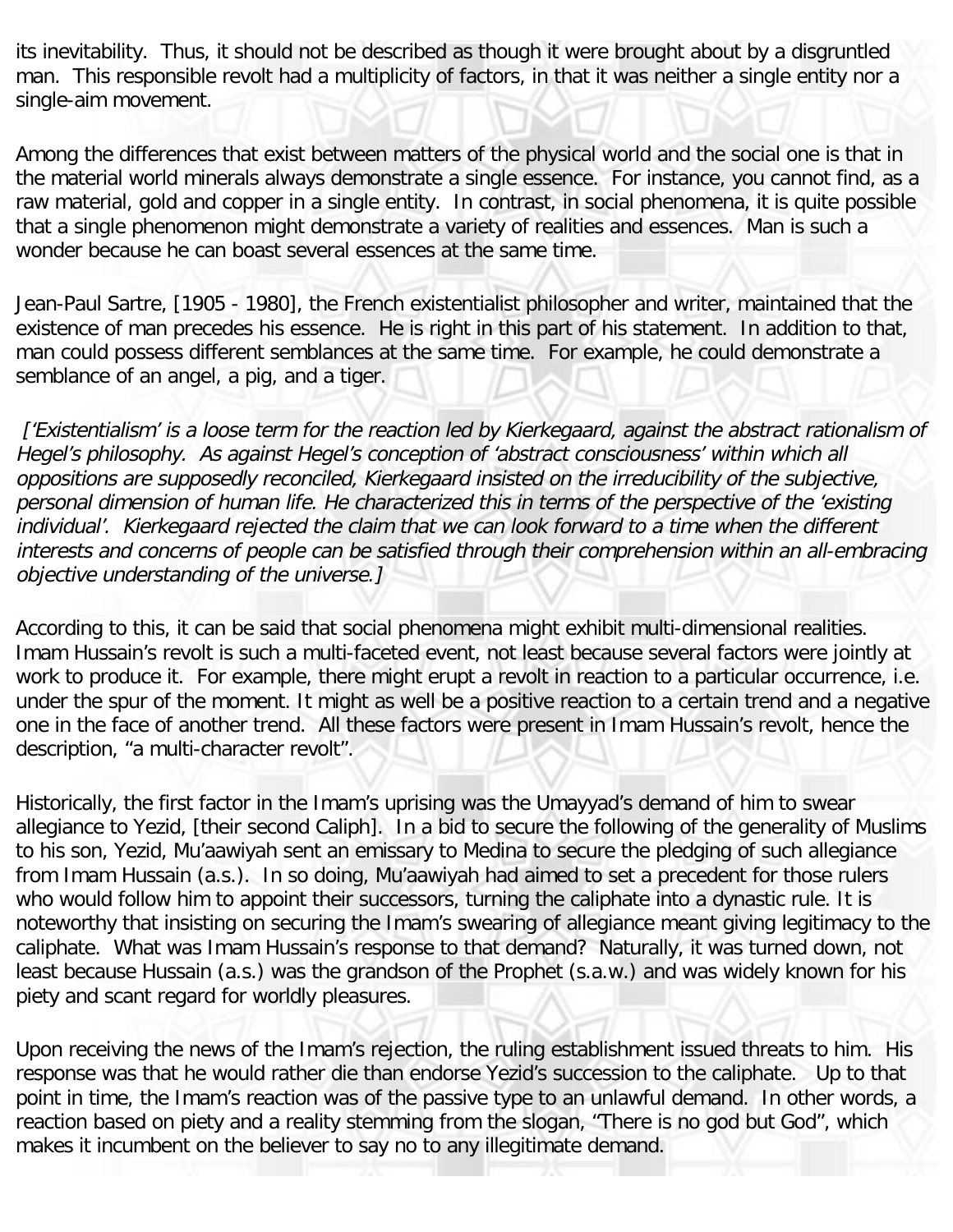its inevitability. Thus, it should not be described as though it were brought about by a disgruntled man. This responsible revolt had a multiplicity of factors, in that it was neither a single entity nor a single-aim movement.

Among the differences that exist between matters of the physical world and the social one is that in the material world minerals always demonstrate a single essence. For instance, you cannot find, as a raw material, gold and copper in a single entity. In contrast, in social phenomena, it is quite possible that a single phenomenon might demonstrate a variety of realities and essences. Man is such a wonder because he can boast several essences at the same time.

Jean-Paul Sartre, [1905 - 1980], the French existentialist philosopher and writer, maintained that the existence of man precedes his essence. He is right in this part of his statement. In addition to that, man could possess different semblances at the same time. For example, he could demonstrate a semblance of an angel, a pig, and a tiger.

*['Existentialism' is a loose term for the reaction led by Kierkegaard, against the abstract rationalism of Hegel's philosophy. As against Hegel's conception of 'abstract consciousness' within which all oppositions are supposedly reconciled, Kierkegaard insisted on the irreducibility of the subjective, personal dimension of human life. He characterized this in terms of the perspective of the 'existing individual'. Kierkegaard rejected the claim that we can look forward to a time when the different interests and concerns of people can be satisfied through their comprehension within an all-embracing objective understanding of the universe.]*

According to this, it can be said that social phenomena might exhibit multi-dimensional realities. Imam Hussain's revolt is such a multi-faceted event, not least because several factors were jointly at work to produce it. For example, there might erupt a revolt in reaction to a particular occurrence, i.e. under the spur of the moment. It might as well be a positive reaction to a certain trend and a negative one in the face of another trend. All these factors were present in Imam Hussain's revolt, hence the description, "a multi-character revolt".

Historically, the first factor in the Imam's uprising was the Umayyad's demand of him to swear allegiance to Yezid, [their second Caliph]. In a bid to secure the following of the generality of Muslims to his son, Yezid, Mu'aawiyah sent an emissary to Medina to secure the pledging of such allegiance from Imam Hussain (a.s.). In so doing, Mu'aawiyah had aimed to set a precedent for those rulers who would follow him to appoint their successors, turning the caliphate into a dynastic rule. It is noteworthy that insisting on securing the Imam's swearing of allegiance meant giving legitimacy to the caliphate. What was Imam Hussain's response to that demand? Naturally, it was turned down, not least because Hussain (a.s.) was the grandson of the Prophet (s.a.w.) and was widely known for his piety and scant regard for worldly pleasures.

Upon receiving the news of the Imam's rejection, the ruling establishment issued threats to him. His response was that he would rather die than endorse Yezid's succession to the caliphate. Up to that point in time, the Imam's reaction was of the passive type to an unlawful demand. In other words, a reaction based on piety and a reality stemming from the slogan, "There is no god but God", which makes it incumbent on the believer to say no to any illegitimate demand.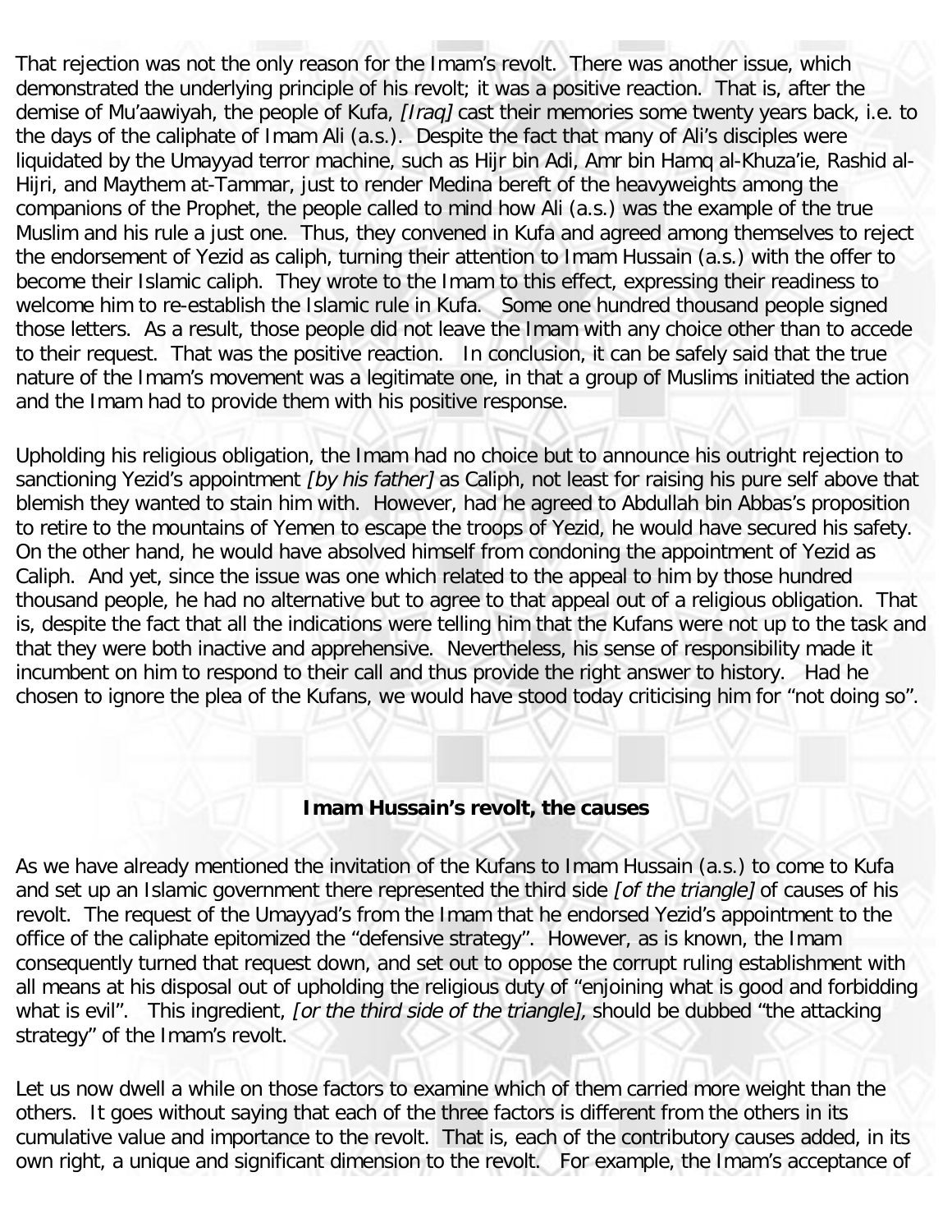That rejection was not the only reason for the Imam's revolt. There was another issue, which demonstrated the underlying principle of his revolt; it was a positive reaction. That is, after the demise of Mu'aawiyah, the people of Kufa, *[Iraq]* cast their memories some twenty years back, i.e. to the days of the caliphate of Imam Ali (a.s.). Despite the fact that many of Ali's disciples were liquidated by the Umayyad terror machine, such as Hijr bin Adi, Amr bin Hamq al-Khuza'ie, Rashid al-Hijri, and Maythem at-Tammar, just to render Medina bereft of the heavyweights among the companions of the Prophet, the people called to mind how Ali (a.s.) was the example of the true Muslim and his rule a just one. Thus, they convened in Kufa and agreed among themselves to reject the endorsement of Yezid as caliph, turning their attention to Imam Hussain (a.s.) with the offer to become their Islamic caliph. They wrote to the Imam to this effect, expressing their readiness to welcome him to re-establish the Islamic rule in Kufa. Some one hundred thousand people signed those letters. As a result, those people did not leave the Imam with any choice other than to accede to their request. That was the positive reaction. In conclusion, it can be safely said that the true nature of the Imam's movement was a legitimate one, in that a group of Muslims initiated the action and the Imam had to provide them with his positive response.

Upholding his religious obligation, the Imam had no choice but to announce his outright rejection to sanctioning Yezid's appointment *[by his father]* as Caliph, not least for raising his pure self above that blemish they wanted to stain him with. However, had he agreed to Abdullah bin Abbas's proposition to retire to the mountains of Yemen to escape the troops of Yezid, he would have secured his safety. On the other hand, he would have absolved himself from condoning the appointment of Yezid as Caliph. And yet, since the issue was one which related to the appeal to him by those hundred thousand people, he had no alternative but to agree to that appeal out of a religious obligation. That is, despite the fact that all the indications were telling him that the Kufans were not up to the task and that they were both inactive and apprehensive. Nevertheless, his sense of responsibility made it incumbent on him to respond to their call and thus provide the right answer to history. Had he chosen to ignore the plea of the Kufans, we would have stood today criticising him for "not doing so".

## Imam Hussain's revolt, the causes

As we have already mentioned the invitation of the Kufans to Imam Hussain (a.s.) to come to Kufa and set up an Islamic government there represented the third side *[of the triangle]* of causes of his revolt. The request of the Umayyad's from the Imam that he endorsed Yezid's appointment to the office of the caliphate epitomized the "defensive strategy". However, as is known, the Imam consequently turned that request down, and set out to oppose the corrupt ruling establishment with all means at his disposal out of upholding the religious duty of "enjoining what is good and forbidding what is evil". This ingredient, *[or the third side of the triangle],* should be dubbed "the attacking strategy" of the Imam's revolt.

Let us now dwell a while on those factors to examine which of them carried more weight than the others. It goes without saying that each of the three factors is different from the others in its cumulative value and importance to the revolt. That is, each of the contributory causes added, in its own right, a unique and significant dimension to the revolt. For example, the Imam's acceptance of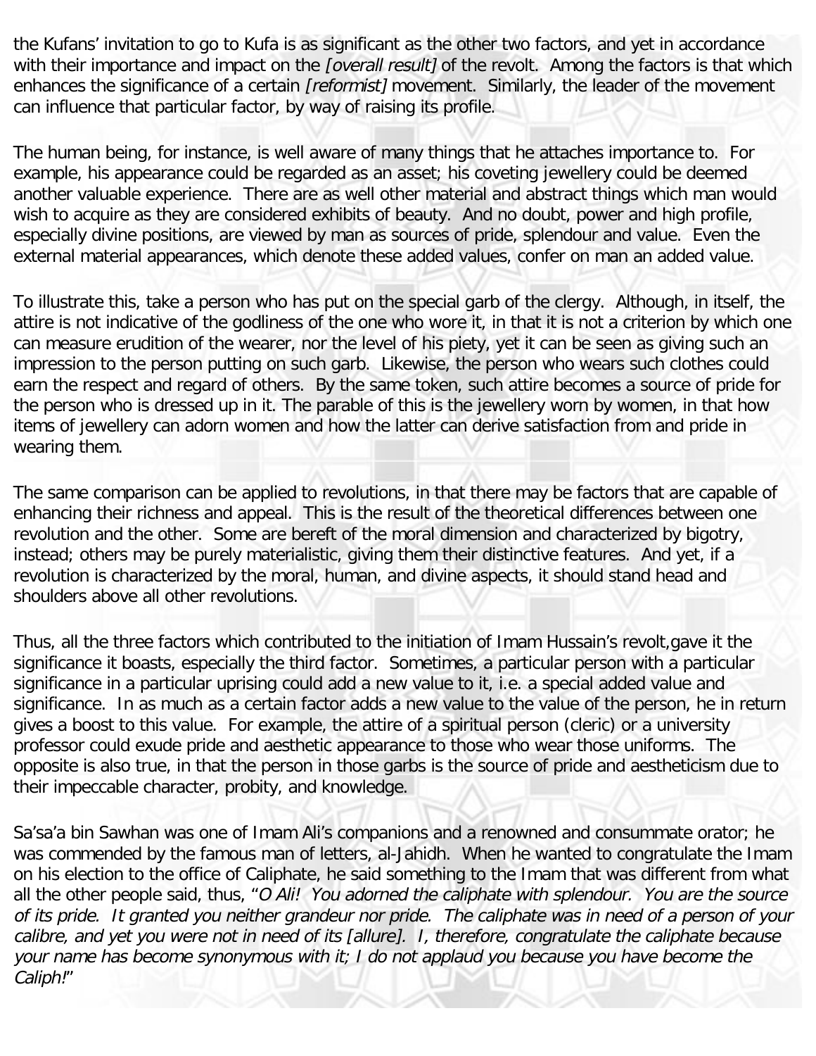the Kufans' invitation to go to Kufa is as significant as the other two factors, and yet in accordance with their importance and impact on the *[overall result]* of the revolt. Among the factors is that which enhances the significance of a certain *[reformist]* movement. Similarly, the leader of the movement can influence that particular factor, by way of raising its profile.

The human being, for instance, is well aware of many things that he attaches importance to. For example, his appearance could be regarded as an asset; his coveting jewellery could be deemed another valuable experience. There are as well other material and abstract things which man would wish to acquire as they are considered exhibits of beauty. And no doubt, power and high profile, especially divine positions, are viewed by man as sources of pride, splendour and value. Even the external material appearances, which denote these added values, confer on man an added value.

To illustrate this, take a person who has put on the special garb of the clergy. Although, in itself, the attire is not indicative of the godliness of the one who wore it, in that it is not a criterion by which one can measure erudition of the wearer, nor the level of his piety, yet it can be seen as giving such an impression to the person putting on such garb. Likewise, the person who wears such clothes could earn the respect and regard of others. By the same token, such attire becomes a source of pride for the person who is dressed up in it. The parable of this is the jewellery worn by women, in that how items of jewellery can adorn women and how the latter can derive satisfaction from and pride in wearing them.

The same comparison can be applied to revolutions, in that there may be factors that are capable of enhancing their richness and appeal. This is the result of the theoretical differences between one revolution and the other. Some are bereft of the moral dimension and characterized by bigotry, instead; others may be purely materialistic, giving them their distinctive features. And yet, if a revolution is characterized by the moral, human, and divine aspects, it should stand head and shoulders above all other revolutions.

Thus, all the three factors which contributed to the initiation of Imam Hussain's revolt,gave it the significance it boasts, especially the third factor. Sometimes, a particular person with a particular significance in a particular uprising could add a new value to it, i.e. a special added value and significance. In as much as a certain factor adds a new value to the value of the person, he in return gives a boost to this value. For example, the attire of a spiritual person (cleric) or a university professor could exude pride and aesthetic appearance to those who wear those uniforms. The opposite is also true, in that the person in those garbs is the source of pride and aestheticism due to their impeccable character, probity, and knowledge.

Sa'sa'a bin Sawhan was one of Imam Ali's companions and a renowned and consummate orator; he was commended by the famous man of letters, al-Jahidh. When he wanted to congratulate the Imam on his election to the office of Caliphate, he said something to the Imam that was different from what all the other people said, thus, "*O Ali! You adorned the caliphate with splendour. You are the source of its pride. It granted you neither grandeur nor pride. The caliphate was in need of a person of your calibre, and yet you were not in need of its [allure]. I, therefore, congratulate the caliphate because your name has become synonymous with it; I do not applaud you because you have become the Caliph!*"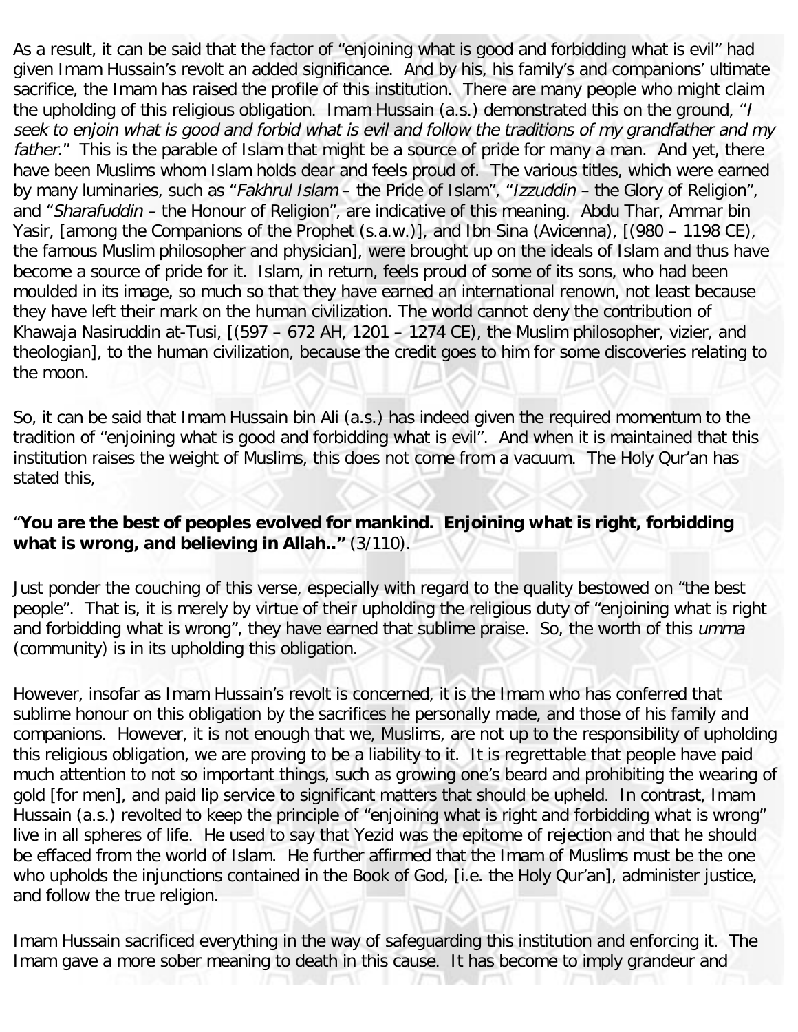As a result, it can be said that the factor of "enjoining what is good and forbidding what is evil" had given Imam Hussain's revolt an added significance. And by his, his family's and companions' ultimate sacrifice, the Imam has raised the profile of this institution. There are many people who might claim the upholding of this religious obligation. Imam Hussain (a.s.) demonstrated this on the ground, "*I seek to enjoin what is good and forbid what is evil and follow the traditions of my grandfather and my father.*" This is the parable of Islam that might be a source of pride for many a man. And yet, there have been Muslims whom Islam holds dear and feels proud of. The various titles, which were earned by many luminaries, such as "*Fakhrul Islam* – the Pride of Islam", "*Izzuddin* – the Glory of Religion", and "*Sharafuddin* – the Honour of Religion", are indicative of this meaning. Abdu Thar, Ammar bin Yasir, [among the Companions of the Prophet (s.a.w.)], and Ibn Sina (Avicenna), [(980 – 1198 CE), the famous Muslim philosopher and physician], were brought up on the ideals of Islam and thus have become a source of pride for it. Islam, in return, feels proud of some of its sons, who had been moulded in its image, so much so that they have earned an international renown, not least because they have left their mark on the human civilization. The world cannot deny the contribution of Khawaja Nasiruddin at-Tusi, [(597 – 672 AH, 1201 – 1274 CE), the Muslim philosopher, vizier, and theologian], to the human civilization, because the credit goes to him for some discoveries relating to the moon.

So, it can be said that Imam Hussain bin Ali (a.s.) has indeed given the required momentum to the tradition of "enjoining what is good and forbidding what is evil". And when it is maintained that this institution raises the weight of Muslims, this does not come from a vacuum. The Holy Qur'an has stated this,

"**You are the best of peoples evolved for mankind. Enjoining what is right, forbidding what is wrong, and believing in Allah.."** (3/110).

Just ponder the couching of this verse, especially with regard to the quality bestowed on "the best people". That is, it is merely by virtue of their upholding the religious duty of "enjoining what is right and forbidding what is wrong", they have earned that sublime praise. So, the worth of this *umma* (community) is in its upholding this obligation.

However, insofar as Imam Hussain's revolt is concerned, it is the Imam who has conferred that sublime honour on this obligation by the sacrifices he personally made, and those of his family and companions. However, it is not enough that we, Muslims, are not up to the responsibility of upholding this religious obligation, we are proving to be a liability to it. It is regrettable that people have paid much attention to not so important things, such as growing one's beard and prohibiting the wearing of gold [for men], and paid lip service to significant matters that should be upheld. In contrast, Imam Hussain (a.s.) revolted to keep the principle of "enjoining what is right and forbidding what is wrong" live in all spheres of life. He used to say that Yezid was the epitome of rejection and that he should be effaced from the world of Islam. He further affirmed that the Imam of Muslims must be the one who upholds the injunctions contained in the Book of God, [i.e. the Holy Qur'an], administer justice, and follow the true religion.

Imam Hussain sacrificed everything in the way of safeguarding this institution and enforcing it. The Imam gave a more sober meaning to death in this cause. It has become to imply grandeur and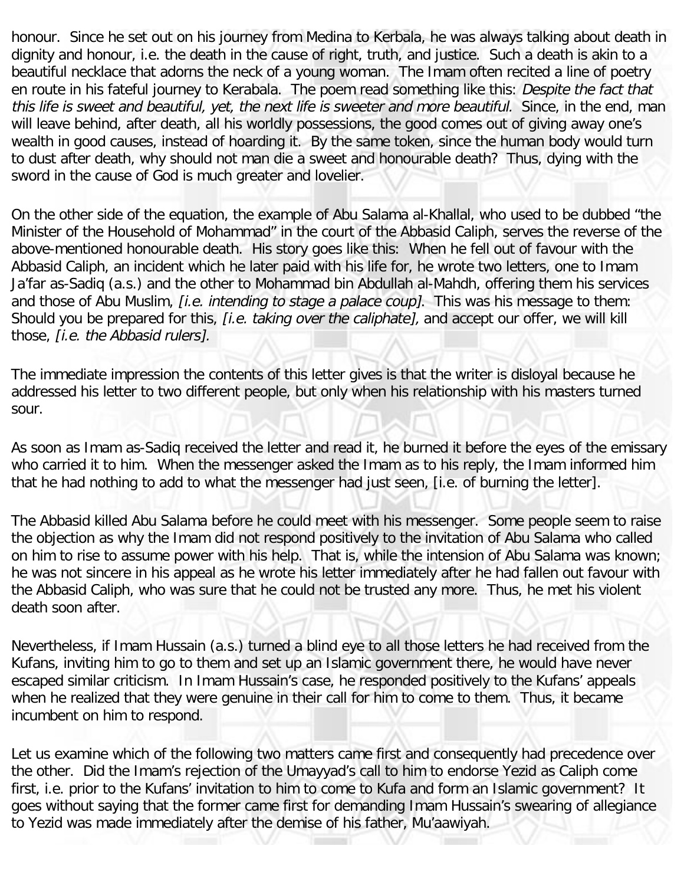honour. Since he set out on his journey from Medina to Kerbala, he was always talking about death in dignity and honour, i.e. the death in the cause of right, truth, and justice. Such a death is akin to a beautiful necklace that adorns the neck of a young woman. The Imam often recited a line of poetry en route in his fateful journey to Kerabala. The poem read something like this: *Despite the fact that this life is sweet and beautiful, yet, the next life is sweeter and more beautiful.* Since, in the end, man will leave behind, after death, all his worldly possessions, the good comes out of giving away one's wealth in good causes, instead of hoarding it. By the same token, since the human body would turn to dust after death, why should not man die a sweet and honourable death? Thus, dying with the sword in the cause of God is much greater and lovelier.

On the other side of the equation, the example of Abu Salama al-Khallal, who used to be dubbed "the Minister of the Household of Mohammad" in the court of the Abbasid Caliph, serves the reverse of the above-mentioned honourable death. His story goes like this: When he fell out of favour with the Abbasid Caliph, an incident which he later paid with his life for, he wrote two letters, one to Imam Ja'far as-Sadiq (a.s.) and the other to Mohammad bin Abdullah al-Mahdh, offering them his services and those of Abu Muslim, *[i.e. intending to stage a palace coup]*. This was his message to them: Should you be prepared for this, *[i.e. taking over the caliphate],* and accept our offer, we will kill those, *[i.e. the Abbasid rulers].*

The immediate impression the contents of this letter gives is that the writer is disloyal because he addressed his letter to two different people, but only when his relationship with his masters turned sour.

As soon as Imam as-Sadiq received the letter and read it, he burned it before the eyes of the emissary who carried it to him. When the messenger asked the Imam as to his reply, the Imam informed him that he had nothing to add to what the messenger had just seen, [i.e. of burning the letter].

The Abbasid killed Abu Salama before he could meet with his messenger. Some people seem to raise the objection as why the Imam did not respond positively to the invitation of Abu Salama who called on him to rise to assume power with his help. That is, while the intension of Abu Salama was known; he was not sincere in his appeal as he wrote his letter immediately after he had fallen out favour with the Abbasid Caliph, who was sure that he could not be trusted any more. Thus, he met his violent death soon after.

Nevertheless, if Imam Hussain (a.s.) turned a blind eye to all those letters he had received from the Kufans, inviting him to go to them and set up an Islamic government there, he would have never escaped similar criticism. In Imam Hussain's case, he responded positively to the Kufans' appeals when he realized that they were genuine in their call for him to come to them. Thus, it became incumbent on him to respond.

Let us examine which of the following two matters came first and consequently had precedence over the other. Did the Imam's rejection of the Umayyad's call to him to endorse Yezid as Caliph come first, i.e. prior to the Kufans' invitation to him to come to Kufa and form an Islamic government? It goes without saying that the former came first for demanding Imam Hussain's swearing of allegiance to Yezid was made immediately after the demise of his father, Mu'aawiyah.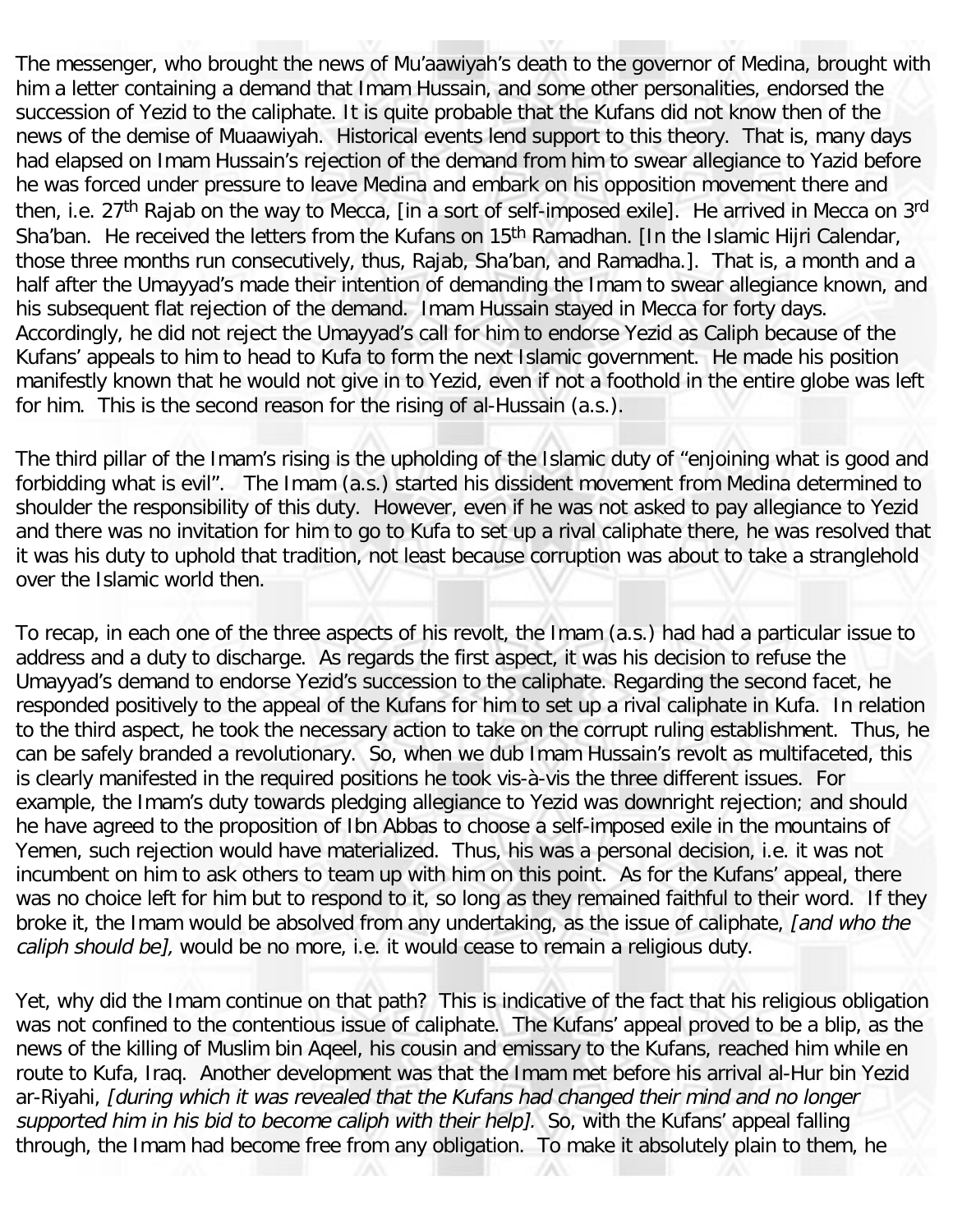The messenger, who brought the news of Mu'aawiyah's death to the governor of Medina, brought with him a letter containing a demand that Imam Hussain, and some other personalities, endorsed the succession of Yezid to the caliphate. It is quite probable that the Kufans did not know then of the news of the demise of Muaawiyah. Historical events lend support to this theory. That is, many days had elapsed on Imam Hussain's rejection of the demand from him to swear allegiance to Yazid before he was forced under pressure to leave Medina and embark on his opposition movement there and then, i.e. 27th Rajab on the way to Mecca, [in a sort of self-imposed exile]. He arrived in Mecca on 3rd Sha'ban. He received the letters from the Kufans on 15th Ramadhan. [In the Islamic Hijri Calendar, those three months run consecutively, thus, Rajab, Sha'ban, and Ramadha.]. That is, a month and a half after the Umayyad's made their intention of demanding the Imam to swear allegiance known, and his subsequent flat rejection of the demand. Imam Hussain stayed in Mecca for forty days. Accordingly, he did not reject the Umayyad's call for him to endorse Yezid as Caliph because of the Kufans' appeals to him to head to Kufa to form the next Islamic government. He made his position manifestly known that he would not give in to Yezid, even if not a foothold in the entire globe was left for him. This is the second reason for the rising of al-Hussain (a.s.).

The third pillar of the Imam's rising is the upholding of the Islamic duty of "enjoining what is good and forbidding what is evil". The Imam (a.s.) started his dissident movement from Medina determined to shoulder the responsibility of this duty. However, even if he was not asked to pay allegiance to Yezid and there was no invitation for him to go to Kufa to set up a rival caliphate there, he was resolved that it was his duty to uphold that tradition, not least because corruption was about to take a stranglehold over the Islamic world then.

To recap, in each one of the three aspects of his revolt, the Imam (a.s.) had had a particular issue to address and a duty to discharge. As regards the first aspect, it was his decision to refuse the Umayyad's demand to endorse Yezid's succession to the caliphate. Regarding the second facet, he responded positively to the appeal of the Kufans for him to set up a rival caliphate in Kufa. In relation to the third aspect, he took the necessary action to take on the corrupt ruling establishment. Thus, he can be safely branded a revolutionary. So, when we dub Imam Hussain's revolt as multifaceted, this is clearly manifested in the required positions he took vis-à-vis the three different issues. For example, the Imam's duty towards pledging allegiance to Yezid was downright rejection; and should he have agreed to the proposition of Ibn Abbas to choose a self-imposed exile in the mountains of Yemen, such rejection would have materialized. Thus, his was a personal decision, i.e. it was not incumbent on him to ask others to team up with him on this point. As for the Kufans' appeal, there was no choice left for him but to respond to it, so long as they remained faithful to their word. If they broke it, the Imam would be absolved from any undertaking, as the issue of caliphate, *[and who the caliph should be],* would be no more, i.e. it would cease to remain a religious duty.

Yet, why did the Imam continue on that path? This is indicative of the fact that his religious obligation was not confined to the contentious issue of caliphate. The Kufans' appeal proved to be a blip, as the news of the killing of Muslim bin Aqeel, his cousin and emissary to the Kufans, reached him while en route to Kufa, Iraq. Another development was that the Imam met before his arrival al-Hur bin Yezid ar-Riyahi, *[during which it was revealed that the Kufans had changed their mind and no longer supported him in his bid to become caliph with their help].* So, with the Kufans' appeal falling through, the Imam had become free from any obligation. To make it absolutely plain to them, he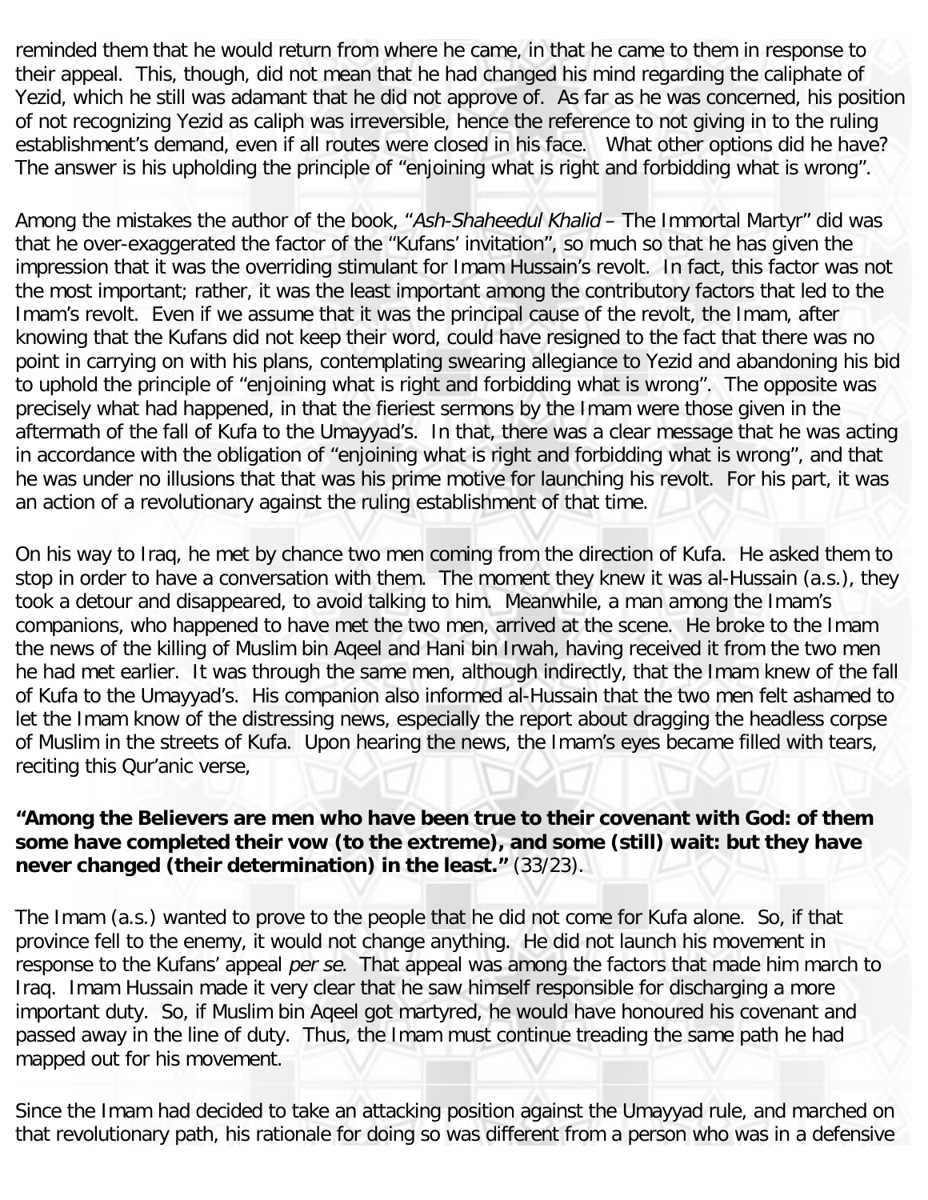reminded them that he would return from where he came, in that he came to them in response to their appeal. This, though, did not mean that he had changed his mind regarding the caliphate of Yezid, which he still was adamant that he did not approve of. As far as he was concerned, his position of not recognizing Yezid as caliph was irreversible, hence the reference to not giving in to the ruling establishment's demand, even if all routes were closed in his face. What other options did he have? The answer is his upholding the principle of "enjoining what is right and forbidding what is wrong".

Among the mistakes the author of the book, "*Ash-Shaheedul Khalid* – The Immortal Martyr" did was that he over-exaggerated the factor of the "Kufans' invitation", so much so that he has given the impression that it was the overriding stimulant for Imam Hussain's revolt. In fact, this factor was not the most important; rather, it was the least important among the contributory factors that led to the Imam's revolt. Even if we assume that it was the principal cause of the revolt, the Imam, after knowing that the Kufans did not keep their word, could have resigned to the fact that there was no point in carrying on with his plans, contemplating swearing allegiance to Yezid and abandoning his bid to uphold the principle of "enjoining what is right and forbidding what is wrong". The opposite was precisely what had happened, in that the fieriest sermons by the Imam were those given in the aftermath of the fall of Kufa to the Umayyad's. In that, there was a clear message that he was acting in accordance with the obligation of "enjoining what is right and forbidding what is wrong", and that he was under no illusions that that was his prime motive for launching his revolt. For his part, it was an action of a revolutionary against the ruling establishment of that time.

On his way to Iraq, he met by chance two men coming from the direction of Kufa. He asked them to stop in order to have a conversation with them. The moment they knew it was al-Hussain (a.s.), they took a detour and disappeared, to avoid talking to him. Meanwhile, a man among the Imam's companions, who happened to have met the two men, arrived at the scene. He broke to the Imam the news of the killing of Muslim bin Aqeel and Hani bin Irwah, having received it from the two men he had met earlier. It was through the same men, although indirectly, that the Imam knew of the fall of Kufa to the Umayyad's. His companion also informed al-Hussain that the two men felt ashamed to let the Imam know of the distressing news, especially the report about dragging the headless corpse of Muslim in the streets of Kufa. Upon hearing the news, the Imam's eyes became filled with tears, reciting this Qur'anic verse,

**"Among the Believers are men who have been true to their covenant with God: of them some have completed their vow (to the extreme), and some (still) wait: but they have never changed (their determination) in the least."** (33/23).

The Imam (a.s.) wanted to prove to the people that he did not come for Kufa alone. So, if that province fell to the enemy, it would not change anything. He did not launch his movement in response to the Kufans' appeal *per se*. That appeal was among the factors that made him march to Iraq. Imam Hussain made it very clear that he saw himself responsible for discharging a more important duty. So, if Muslim bin Aqeel got martyred, he would have honoured his covenant and passed away in the line of duty. Thus, the Imam must continue treading the same path he had mapped out for his movement.

Since the Imam had decided to take an attacking position against the Umayyad rule, and marched on that revolutionary path, his rationale for doing so was different from a person who was in a defensive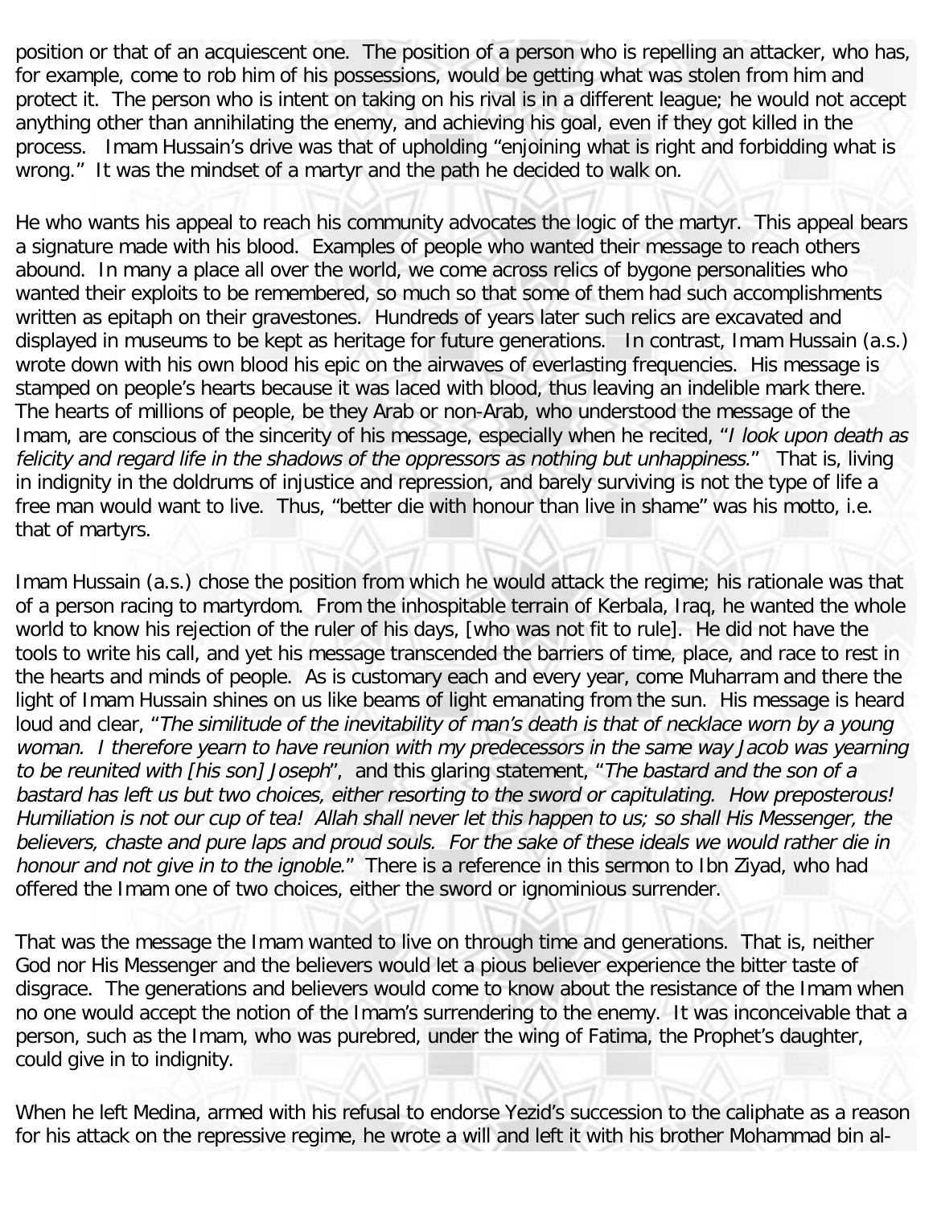position or that of an acquiescent one. The position of a person who is repelling an attacker, who has, for example, come to rob him of his possessions, would be getting what was stolen from him and protect it. The person who is intent on taking on his rival is in a different league; he would not accept anything other than annihilating the enemy, and achieving his goal, even if they got killed in the process. Imam Hussain's drive was that of upholding "enjoining what is right and forbidding what is wrong." It was the mindset of a martyr and the path he decided to walk on.

He who wants his appeal to reach his community advocates the logic of the martyr. This appeal bears a signature made with his blood. Examples of people who wanted their message to reach others abound. In many a place all over the world, we come across relics of bygone personalities who wanted their exploits to be remembered, so much so that some of them had such accomplishments written as epitaph on their gravestones. Hundreds of years later such relics are excavated and displayed in museums to be kept as heritage for future generations. In contrast, Imam Hussain (a.s.) wrote down with his own blood his epic on the airwaves of everlasting frequencies. His message is stamped on people's hearts because it was laced with blood, thus leaving an indelible mark there. The hearts of millions of people, be they Arab or non-Arab, who understood the message of the Imam, are conscious of the sincerity of his message, especially when he recited, "*I look upon death as felicity and regard life in the shadows of the oppressors as nothing but unhappiness.*" That is, living in indignity in the doldrums of injustice and repression, and barely surviving is not the type of life a free man would want to live. Thus, "better die with honour than live in shame" was his motto, i.e. that of martyrs.

Imam Hussain (a.s.) chose the position from which he would attack the regime; his rationale was that of a person racing to martyrdom. From the inhospitable terrain of Kerbala, Iraq, he wanted the whole world to know his rejection of the ruler of his days, [who was not fit to rule]. He did not have the tools to write his call, and yet his message transcended the barriers of time, place, and race to rest in the hearts and minds of people. As is customary each and every year, come Muharram and there the light of Imam Hussain shines on us like beams of light emanating from the sun. His message is heard loud and clear, "*The similitude of the inevitability of man's death is that of necklace worn by a young woman. I therefore yearn to have reunion with my predecessors in the same way Jacob was yearning to be reunited with [his son] Joseph*", and this glaring statement, "*The bastard and the son of a bastard has left us but two choices, either resorting to the sword or capitulating. How preposterous! Humiliation is not our cup of tea! Allah shall never let this happen to us; so shall His Messenger, the believers, chaste and pure laps and proud souls. For the sake of these ideals we would rather die in honour and not give in to the ignoble.*" There is a reference in this sermon to Ibn Ziyad, who had offered the Imam one of two choices, either the sword or ignominious surrender.

That was the message the Imam wanted to live on through time and generations. That is, neither God nor His Messenger and the believers would let a pious believer experience the bitter taste of disgrace. The generations and believers would come to know about the resistance of the Imam when no one would accept the notion of the Imam's surrendering to the enemy. It was inconceivable that a person, such as the Imam, who was purebred, under the wing of Fatima, the Prophet's daughter, could give in to indignity.

When he left Medina, armed with his refusal to endorse Yezid's succession to the caliphate as a reason for his attack on the repressive regime, he wrote a will and left it with his brother Mohammad bin al-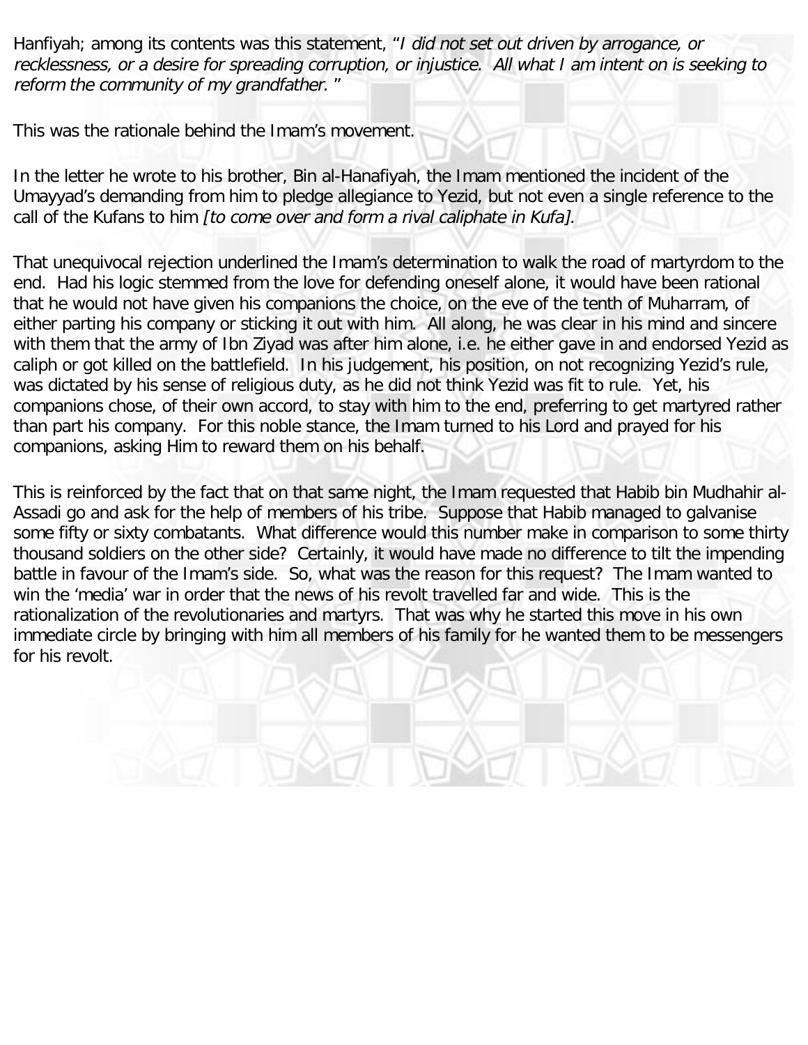Hanfiyah; among its contents was this statement, "*I did not set out driven by arrogance, or recklessness, or a desire for spreading corruption, or injustice. All what I am intent on is seeking to reform the community of my grandfather.* "

This was the rationale behind the Imam's movement.

In the letter he wrote to his brother, Bin al-Hanafiyah, the Imam mentioned the incident of the Umayyad's demanding from him to pledge allegiance to Yezid, but not even a single reference to the call of the Kufans to him *[to come over and form a rival caliphate in Kufa].*

That unequivocal rejection underlined the Imam's determination to walk the road of martyrdom to the end. Had his logic stemmed from the love for defending oneself alone, it would have been rational that he would not have given his companions the choice, on the eve of the tenth of Muharram, of either parting his company or sticking it out with him. All along, he was clear in his mind and sincere with them that the army of Ibn Ziyad was after him alone, i.e. he either gave in and endorsed Yezid as caliph or got killed on the battlefield. In his judgement, his position, on not recognizing Yezid's rule, was dictated by his sense of religious duty, as he did not think Yezid was fit to rule. Yet, his companions chose, of their own accord, to stay with him to the end, preferring to get martyred rather than part his company. For this noble stance, the Imam turned to his Lord and prayed for his companions, asking Him to reward them on his behalf.

This is reinforced by the fact that on that same night, the Imam requested that Habib bin Mudhahir al-Assadi go and ask for the help of members of his tribe. Suppose that Habib managed to galvanise some fifty or sixty combatants. What difference would this number make in comparison to some thirty thousand soldiers on the other side? Certainly, it would have made no difference to tilt the impending battle in favour of the Imam's side. So, what was the reason for this request? The Imam wanted to win the 'media' war in order that the news of his revolt travelled far and wide. This is the rationalization of the revolutionaries and martyrs. That was why he started this move in his own immediate circle by bringing with him all members of his family for he wanted them to be messengers for his revolt.